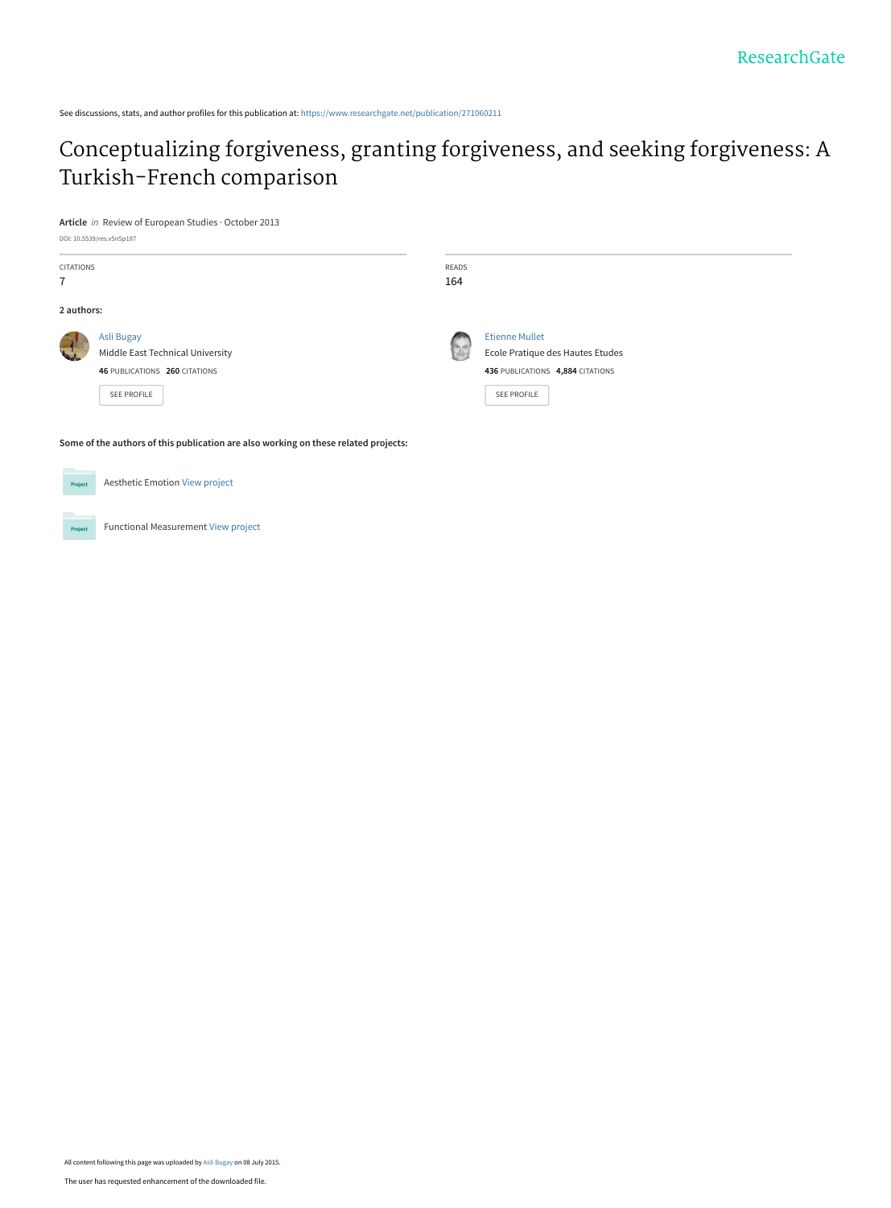ResearchGate

See discussions, stats, and author profiles for this publication at: https://www.researchgate.net/publication/271060211

# Conceptualizing forgiveness, granting forgiveness, and seeking forgiveness: A Turkish-French comparison

**Article** *in* Review of European Studies · October 2013

DOI: 10.5539/res.v5n5p187

| CITATIONS | READS |
|---|---|
| 7 | 164 |

**2 authors:**

Asli Bugay
Middle East Technical University
**46** PUBLICATIONS **260** CITATIONS
SEE PROFILE

Etienne Mullet
Ecole Pratique des Hautes Etudes
**436** PUBLICATIONS **4,884** CITATIONS
SEE PROFILE

**Some of the authors of this publication are also working on these related projects:**

Project: Aesthetic Emotion View project

Project: Functional Measurement View project

All content following this page was uploaded by Asli Bugay on 08 July 2015.

The user has requested enhancement of the downloaded file.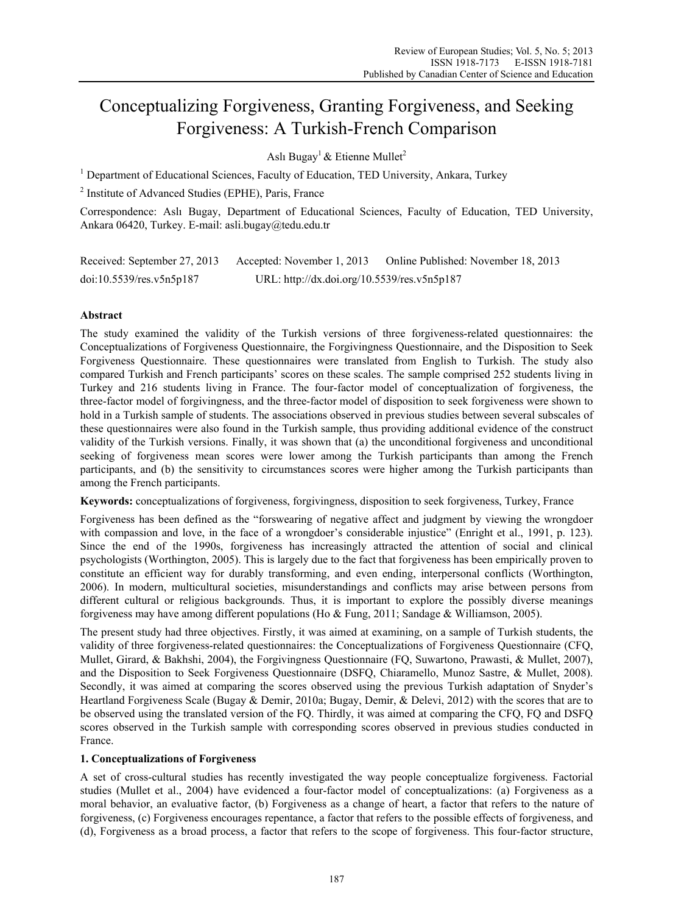# Conceptualizing Forgiveness, Granting Forgiveness, and Seeking Forgiveness: A Turkish-French Comparison

Aslı Bugay[1] & Etienne Mullet[2]

[1] Department of Educational Sciences, Faculty of Education, TED University, Ankara, Turkey

[2] Institute of Advanced Studies (EPHE), Paris, France

Correspondence: Aslı Bugay, Department of Educational Sciences, Faculty of Education, TED University, Ankara 06420, Turkey. E-mail: asli.bugay@tedu.edu.tr

Received: September 27, 2013    Accepted: November 1, 2013    Online Published: November 18, 2013

doi:10.5539/res.v5n5p187    URL: http://dx.doi.org/10.5539/res.v5n5p187

## Abstract

The study examined the validity of the Turkish versions of three forgiveness-related questionnaires: the Conceptualizations of Forgiveness Questionnaire, the Forgivingness Questionnaire, and the Disposition to Seek Forgiveness Questionnaire. These questionnaires were translated from English to Turkish. The study also compared Turkish and French participants' scores on these scales. The sample comprised 252 students living in Turkey and 216 students living in France. The four-factor model of conceptualization of forgiveness, the three-factor model of forgivingness, and the three-factor model of disposition to seek forgiveness were shown to hold in a Turkish sample of students. The associations observed in previous studies between several subscales of these questionnaires were also found in the Turkish sample, thus providing additional evidence of the construct validity of the Turkish versions. Finally, it was shown that (a) the unconditional forgiveness and unconditional seeking of forgiveness mean scores were lower among the Turkish participants than among the French participants, and (b) the sensitivity to circumstances scores were higher among the Turkish participants than among the French participants.

**Keywords:** conceptualizations of forgiveness, forgivingness, disposition to seek forgiveness, Turkey, France

Forgiveness has been defined as the "forswearing of negative affect and judgment by viewing the wrongdoer with compassion and love, in the face of a wrongdoer's considerable injustice" (Enright et al., 1991, p. 123). Since the end of the 1990s, forgiveness has increasingly attracted the attention of social and clinical psychologists (Worthington, 2005). This is largely due to the fact that forgiveness has been empirically proven to constitute an efficient way for durably transforming, and even ending, interpersonal conflicts (Worthington, 2006). In modern, multicultural societies, misunderstandings and conflicts may arise between persons from different cultural or religious backgrounds. Thus, it is important to explore the possibly diverse meanings forgiveness may have among different populations (Ho & Fung, 2011; Sandage & Williamson, 2005).

The present study had three objectives. Firstly, it was aimed at examining, on a sample of Turkish students, the validity of three forgiveness-related questionnaires: the Conceptualizations of Forgiveness Questionnaire (CFQ, Mullet, Girard, & Bakhshi, 2004), the Forgivingness Questionnaire (FQ, Suwartono, Prawasti, & Mullet, 2007), and the Disposition to Seek Forgiveness Questionnaire (DSFQ, Chiaramello, Munoz Sastre, & Mullet, 2008). Secondly, it was aimed at comparing the scores observed using the previous Turkish adaptation of Snyder's Heartland Forgiveness Scale (Bugay & Demir, 2010a; Bugay, Demir, & Delevi, 2012) with the scores that are to be observed using the translated version of the FQ. Thirdly, it was aimed at comparing the CFQ, FQ and DSFQ scores observed in the Turkish sample with corresponding scores observed in previous studies conducted in France.

## 1. Conceptualizations of Forgiveness

A set of cross-cultural studies has recently investigated the way people conceptualize forgiveness. Factorial studies (Mullet et al., 2004) have evidenced a four-factor model of conceptualizations: (a) Forgiveness as a moral behavior, an evaluative factor, (b) Forgiveness as a change of heart, a factor that refers to the nature of forgiveness, (c) Forgiveness encourages repentance, a factor that refers to the possible effects of forgiveness, and (d), Forgiveness as a broad process, a factor that refers to the scope of forgiveness. This four-factor structure,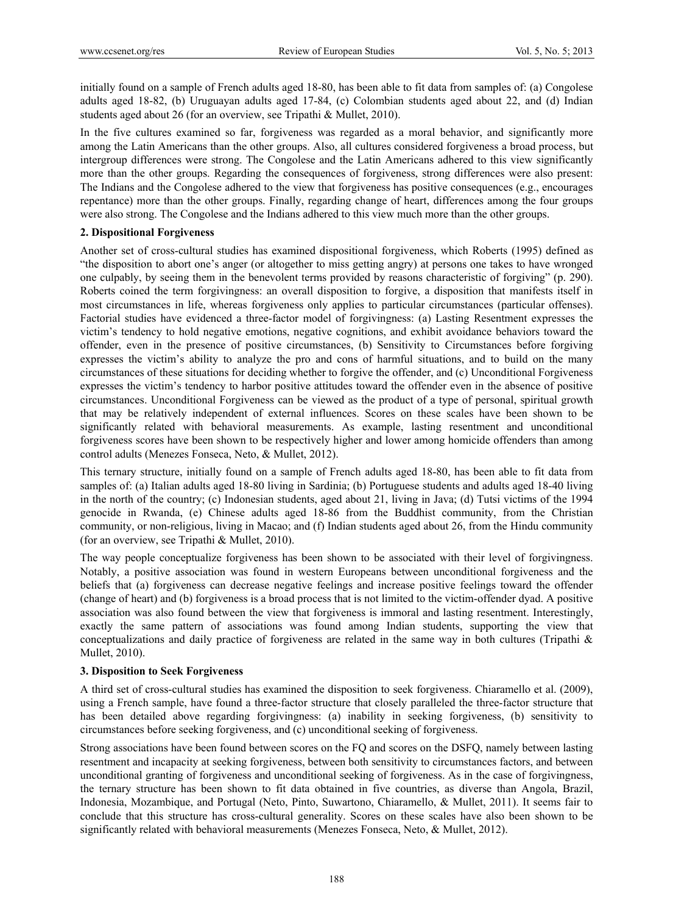initially found on a sample of French adults aged 18-80, has been able to fit data from samples of: (a) Congolese adults aged 18-82, (b) Uruguayan adults aged 17-84, (c) Colombian students aged about 22, and (d) Indian students aged about 26 (for an overview, see Tripathi & Mullet, 2010).

In the five cultures examined so far, forgiveness was regarded as a moral behavior, and significantly more among the Latin Americans than the other groups. Also, all cultures considered forgiveness a broad process, but intergroup differences were strong. The Congolese and the Latin Americans adhered to this view significantly more than the other groups. Regarding the consequences of forgiveness, strong differences were also present: The Indians and the Congolese adhered to the view that forgiveness has positive consequences (e.g., encourages repentance) more than the other groups. Finally, regarding change of heart, differences among the four groups were also strong. The Congolese and the Indians adhered to this view much more than the other groups.

## 2. Dispositional Forgiveness

Another set of cross-cultural studies has examined dispositional forgiveness, which Roberts (1995) defined as "the disposition to abort one's anger (or altogether to miss getting angry) at persons one takes to have wronged one culpably, by seeing them in the benevolent terms provided by reasons characteristic of forgiving" (p. 290). Roberts coined the term forgivingness: an overall disposition to forgive, a disposition that manifests itself in most circumstances in life, whereas forgiveness only applies to particular circumstances (particular offenses). Factorial studies have evidenced a three-factor model of forgivingness: (a) Lasting Resentment expresses the victim's tendency to hold negative emotions, negative cognitions, and exhibit avoidance behaviors toward the offender, even in the presence of positive circumstances, (b) Sensitivity to Circumstances before forgiving expresses the victim's ability to analyze the pro and cons of harmful situations, and to build on the many circumstances of these situations for deciding whether to forgive the offender, and (c) Unconditional Forgiveness expresses the victim's tendency to harbor positive attitudes toward the offender even in the absence of positive circumstances. Unconditional Forgiveness can be viewed as the product of a type of personal, spiritual growth that may be relatively independent of external influences. Scores on these scales have been shown to be significantly related with behavioral measurements. As example, lasting resentment and unconditional forgiveness scores have been shown to be respectively higher and lower among homicide offenders than among control adults (Menezes Fonseca, Neto, & Mullet, 2012).

This ternary structure, initially found on a sample of French adults aged 18-80, has been able to fit data from samples of: (a) Italian adults aged 18-80 living in Sardinia; (b) Portuguese students and adults aged 18-40 living in the north of the country; (c) Indonesian students, aged about 21, living in Java; (d) Tutsi victims of the 1994 genocide in Rwanda, (e) Chinese adults aged 18-86 from the Buddhist community, from the Christian community, or non-religious, living in Macao; and (f) Indian students aged about 26, from the Hindu community (for an overview, see Tripathi & Mullet, 2010).

The way people conceptualize forgiveness has been shown to be associated with their level of forgivingness. Notably, a positive association was found in western Europeans between unconditional forgiveness and the beliefs that (a) forgiveness can decrease negative feelings and increase positive feelings toward the offender (change of heart) and (b) forgiveness is a broad process that is not limited to the victim-offender dyad. A positive association was also found between the view that forgiveness is immoral and lasting resentment. Interestingly, exactly the same pattern of associations was found among Indian students, supporting the view that conceptualizations and daily practice of forgiveness are related in the same way in both cultures (Tripathi & Mullet, 2010).

## 3. Disposition to Seek Forgiveness

A third set of cross-cultural studies has examined the disposition to seek forgiveness. Chiaramello et al. (2009), using a French sample, have found a three-factor structure that closely paralleled the three-factor structure that has been detailed above regarding forgivingness: (a) inability in seeking forgiveness, (b) sensitivity to circumstances before seeking forgiveness, and (c) unconditional seeking of forgiveness.

Strong associations have been found between scores on the FQ and scores on the DSFQ, namely between lasting resentment and incapacity at seeking forgiveness, between both sensitivity to circumstances factors, and between unconditional granting of forgiveness and unconditional seeking of forgiveness. As in the case of forgivingness, the ternary structure has been shown to fit data obtained in five countries, as diverse than Angola, Brazil, Indonesia, Mozambique, and Portugal (Neto, Pinto, Suwartono, Chiaramello, & Mullet, 2011). It seems fair to conclude that this structure has cross-cultural generality. Scores on these scales have also been shown to be significantly related with behavioral measurements (Menezes Fonseca, Neto, & Mullet, 2012).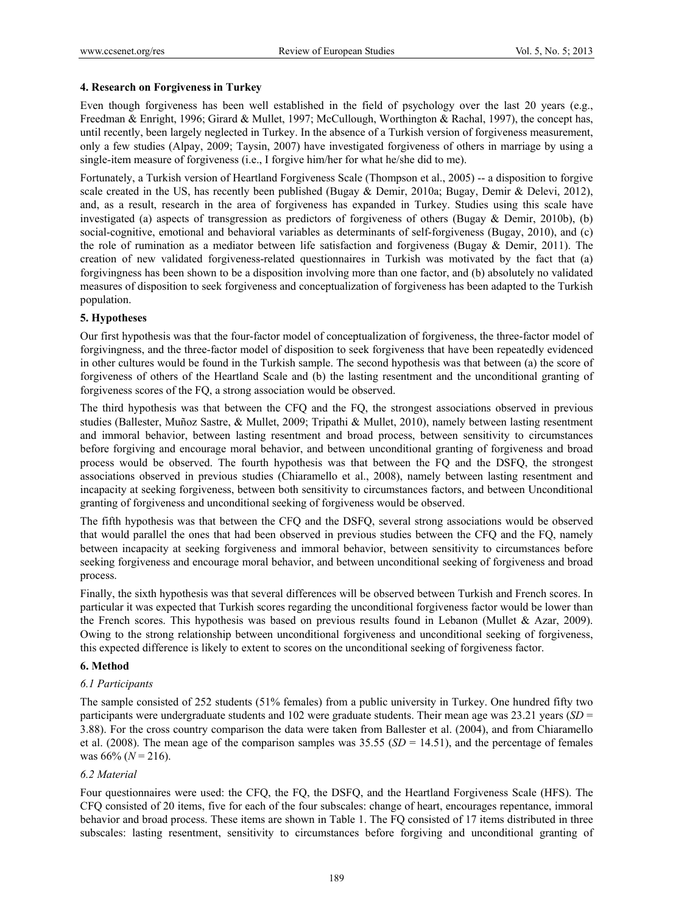## 4. Research on Forgiveness in Turkey

Even though forgiveness has been well established in the field of psychology over the last 20 years (e.g., Freedman & Enright, 1996; Girard & Mullet, 1997; McCullough, Worthington & Rachal, 1997), the concept has, until recently, been largely neglected in Turkey. In the absence of a Turkish version of forgiveness measurement, only a few studies (Alpay, 2009; Taysin, 2007) have investigated forgiveness of others in marriage by using a single-item measure of forgiveness (i.e., I forgive him/her for what he/she did to me).

Fortunately, a Turkish version of Heartland Forgiveness Scale (Thompson et al., 2005) -- a disposition to forgive scale created in the US, has recently been published (Bugay & Demir, 2010a; Bugay, Demir & Delevi, 2012), and, as a result, research in the area of forgiveness has expanded in Turkey. Studies using this scale have investigated (a) aspects of transgression as predictors of forgiveness of others (Bugay & Demir, 2010b), (b) social-cognitive, emotional and behavioral variables as determinants of self-forgiveness (Bugay, 2010), and (c) the role of rumination as a mediator between life satisfaction and forgiveness (Bugay & Demir, 2011). The creation of new validated forgiveness-related questionnaires in Turkish was motivated by the fact that (a) forgivingness has been shown to be a disposition involving more than one factor, and (b) absolutely no validated measures of disposition to seek forgiveness and conceptualization of forgiveness has been adapted to the Turkish population.

## 5. Hypotheses

Our first hypothesis was that the four-factor model of conceptualization of forgiveness, the three-factor model of forgivingness, and the three-factor model of disposition to seek forgiveness that have been repeatedly evidenced in other cultures would be found in the Turkish sample. The second hypothesis was that between (a) the score of forgiveness of others of the Heartland Scale and (b) the lasting resentment and the unconditional granting of forgiveness scores of the FQ, a strong association would be observed.

The third hypothesis was that between the CFQ and the FQ, the strongest associations observed in previous studies (Ballester, Muñoz Sastre, & Mullet, 2009; Tripathi & Mullet, 2010), namely between lasting resentment and immoral behavior, between lasting resentment and broad process, between sensitivity to circumstances before forgiving and encourage moral behavior, and between unconditional granting of forgiveness and broad process would be observed. The fourth hypothesis was that between the FQ and the DSFQ, the strongest associations observed in previous studies (Chiaramello et al., 2008), namely between lasting resentment and incapacity at seeking forgiveness, between both sensitivity to circumstances factors, and between Unconditional granting of forgiveness and unconditional seeking of forgiveness would be observed.

The fifth hypothesis was that between the CFQ and the DSFQ, several strong associations would be observed that would parallel the ones that had been observed in previous studies between the CFQ and the FQ, namely between incapacity at seeking forgiveness and immoral behavior, between sensitivity to circumstances before seeking forgiveness and encourage moral behavior, and between unconditional seeking of forgiveness and broad process.

Finally, the sixth hypothesis was that several differences will be observed between Turkish and French scores. In particular it was expected that Turkish scores regarding the unconditional forgiveness factor would be lower than the French scores. This hypothesis was based on previous results found in Lebanon (Mullet & Azar, 2009). Owing to the strong relationship between unconditional forgiveness and unconditional seeking of forgiveness, this expected difference is likely to extent to scores on the unconditional seeking of forgiveness factor.

## 6. Method

### *6.1 Participants*

The sample consisted of 252 students (51% females) from a public university in Turkey. One hundred fifty two participants were undergraduate students and 102 were graduate students. Their mean age was 23.21 years ($SD$ = 3.88). For the cross country comparison the data were taken from Ballester et al. (2004), and from Chiaramello et al. (2008). The mean age of the comparison samples was 35.55 ($SD$ = 14.51), and the percentage of females was 66% ($N$ = 216).

### *6.2 Material*

Four questionnaires were used: the CFQ, the FQ, the DSFQ, and the Heartland Forgiveness Scale (HFS). The CFQ consisted of 20 items, five for each of the four subscales: change of heart, encourages repentance, immoral behavior and broad process. These items are shown in Table 1. The FQ consisted of 17 items distributed in three subscales: lasting resentment, sensitivity to circumstances before forgiving and unconditional granting of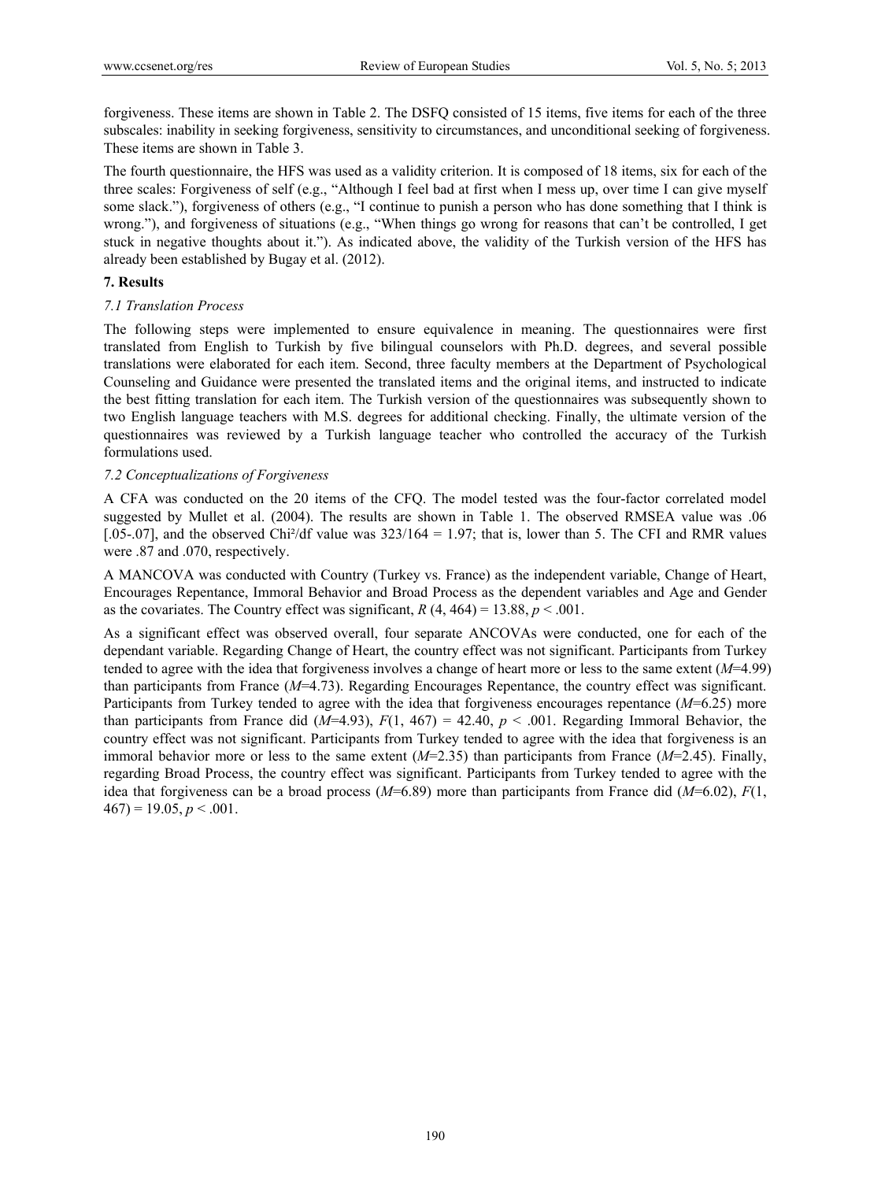forgiveness. These items are shown in Table 2. The DSFQ consisted of 15 items, five items for each of the three subscales: inability in seeking forgiveness, sensitivity to circumstances, and unconditional seeking of forgiveness. These items are shown in Table 3.

The fourth questionnaire, the HFS was used as a validity criterion. It is composed of 18 items, six for each of the three scales: Forgiveness of self (e.g., "Although I feel bad at first when I mess up, over time I can give myself some slack."), forgiveness of others (e.g., "I continue to punish a person who has done something that I think is wrong."), and forgiveness of situations (e.g., "When things go wrong for reasons that can't be controlled, I get stuck in negative thoughts about it."). As indicated above, the validity of the Turkish version of the HFS has already been established by Bugay et al. (2012).

## 7. Results

### *7.1 Translation Process*

The following steps were implemented to ensure equivalence in meaning. The questionnaires were first translated from English to Turkish by five bilingual counselors with Ph.D. degrees, and several possible translations were elaborated for each item. Second, three faculty members at the Department of Psychological Counseling and Guidance were presented the translated items and the original items, and instructed to indicate the best fitting translation for each item. The Turkish version of the questionnaires was subsequently shown to two English language teachers with M.S. degrees for additional checking. Finally, the ultimate version of the questionnaires was reviewed by a Turkish language teacher who controlled the accuracy of the Turkish formulations used.

### *7.2 Conceptualizations of Forgiveness*

A CFA was conducted on the 20 items of the CFQ. The model tested was the four-factor correlated model suggested by Mullet et al. (2004). The results are shown in Table 1. The observed RMSEA value was .06 [.05-.07], and the observed Chi²/df value was 323/164 = 1.97; that is, lower than 5. The CFI and RMR values were .87 and .070, respectively.

A MANCOVA was conducted with Country (Turkey vs. France) as the independent variable, Change of Heart, Encourages Repentance, Immoral Behavior and Broad Process as the dependent variables and Age and Gender as the covariates. The Country effect was significant, $R(4, 464) = 13.88$, $p < .001$.

As a significant effect was observed overall, four separate ANCOVAs were conducted, one for each of the dependant variable. Regarding Change of Heart, the country effect was not significant. Participants from Turkey tended to agree with the idea that forgiveness involves a change of heart more or less to the same extent ($M$=4.99) than participants from France ($M$=4.73). Regarding Encourages Repentance, the country effect was significant. Participants from Turkey tended to agree with the idea that forgiveness encourages repentance ($M$=6.25) more than participants from France did ($M$=4.93), $F(1, 467) = 42.40$, $p < .001$. Regarding Immoral Behavior, the country effect was not significant. Participants from Turkey tended to agree with the idea that forgiveness is an immoral behavior more or less to the same extent ($M$=2.35) than participants from France ($M$=2.45). Finally, regarding Broad Process, the country effect was significant. Participants from Turkey tended to agree with the idea that forgiveness can be a broad process ($M$=6.89) more than participants from France did ($M$=6.02), $F(1, 467) = 19.05$, $p < .001$.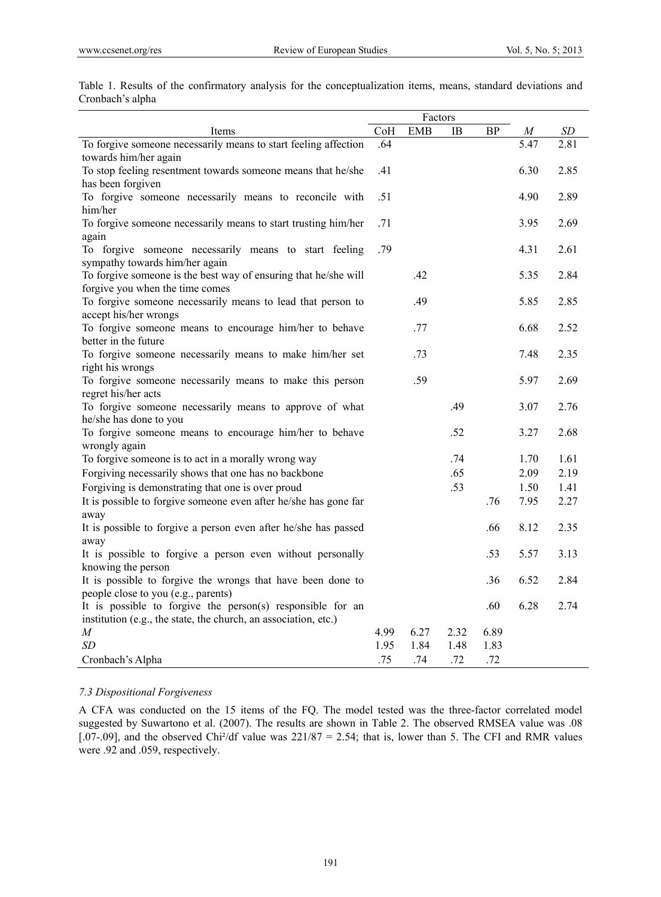Table 1. Results of the confirmatory analysis for the conceptualization items, means, standard deviations and Cronbach's alpha

| Items | Factors | | | | *M* | *SD* |
|---|---|---|---|---|---|---|
| | CoH | EMB | IB | BP | | |
| To forgive someone necessarily means to start feeling affection towards him/her again | .64 | | | | 5.47 | 2.81 |
| To stop feeling resentment towards someone means that he/she has been forgiven | .41 | | | | 6.30 | 2.85 |
| To forgive someone necessarily means to reconcile with him/her | .51 | | | | 4.90 | 2.89 |
| To forgive someone necessarily means to start trusting him/her again | .71 | | | | 3.95 | 2.69 |
| To forgive someone necessarily means to start feeling sympathy towards him/her again | .79 | | | | 4.31 | 2.61 |
| To forgive someone is the best way of ensuring that he/she will forgive you when the time comes | | .42 | | | 5.35 | 2.84 |
| To forgive someone necessarily means to lead that person to accept his/her wrongs | | .49 | | | 5.85 | 2.85 |
| To forgive someone means to encourage him/her to behave better in the future | | .77 | | | 6.68 | 2.52 |
| To forgive someone necessarily means to make him/her set right his wrongs | | .73 | | | 7.48 | 2.35 |
| To forgive someone necessarily means to make this person regret his/her acts | | .59 | | | 5.97 | 2.69 |
| To forgive someone necessarily means to approve of what he/she has done to you | | | .49 | | 3.07 | 2.76 |
| To forgive someone means to encourage him/her to behave wrongly again | | | .52 | | 3.27 | 2.68 |
| To forgive someone is to act in a morally wrong way | | | .74 | | 1.70 | 1.61 |
| Forgiving necessarily shows that one has no backbone | | | .65 | | 2.09 | 2.19 |
| Forgiving is demonstrating that one is over proud | | | .53 | | 1.50 | 1.41 |
| It is possible to forgive someone even after he/she has gone far away | | | | .76 | 7.95 | 2.27 |
| It is possible to forgive a person even after he/she has passed away | | | | .66 | 8.12 | 2.35 |
| It is possible to forgive a person even without personally knowing the person | | | | .53 | 5.57 | 3.13 |
| It is possible to forgive the wrongs that have been done to people close to you (e.g., parents) | | | | .36 | 6.52 | 2.84 |
| It is possible to forgive the person(s) responsible for an institution (e.g., the state, the church, an association, etc.) | | | | .60 | 6.28 | 2.74 |
| *M* | 4.99 | 6.27 | 2.32 | 6.89 | | |
| *SD* | 1.95 | 1.84 | 1.48 | 1.83 | | |
| Cronbach's Alpha | .75 | .74 | .72 | .72 | | |

### *7.3 Dispositional Forgiveness*

A CFA was conducted on the 15 items of the FQ. The model tested was the three-factor correlated model suggested by Suwartono et al. (2007). The results are shown in Table 2. The observed RMSEA value was .08 [.07-.09], and the observed Chi²/df value was 221/87 = 2.54; that is, lower than 5. The CFI and RMR values were .92 and .059, respectively.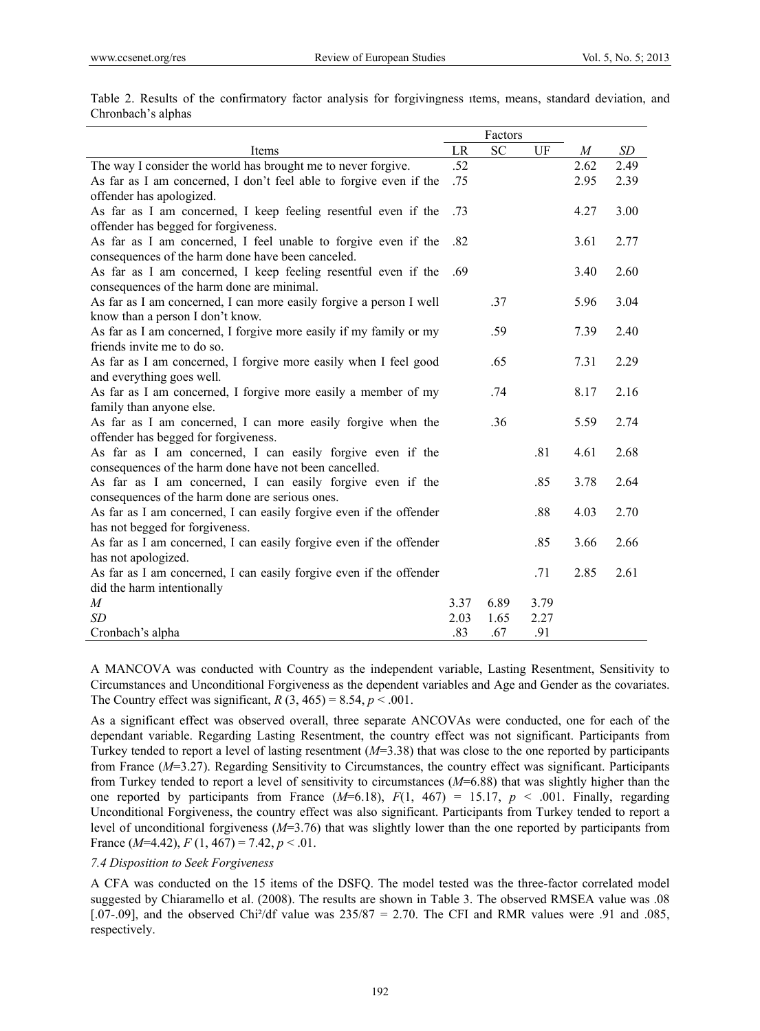Table 2. Results of the confirmatory factor analysis for forgivingness ıtems, means, standard deviation, and Chronbach's alphas

| Items | Factors | | | | |
|---|---|---|---|---|---|
| | LR | SC | UF | *M* | *SD* |
| The way I consider the world has brought me to never forgive. | .52 | | | 2.62 | 2.49 |
| As far as I am concerned, I don't feel able to forgive even if the offender has apologized. | .75 | | | 2.95 | 2.39 |
| As far as I am concerned, I keep feeling resentful even if the offender has begged for forgiveness. | .73 | | | 4.27 | 3.00 |
| As far as I am concerned, I feel unable to forgive even if the consequences of the harm done have been canceled. | .82 | | | 3.61 | 2.77 |
| As far as I am concerned, I keep feeling resentful even if the consequences of the harm done are minimal. | .69 | | | 3.40 | 2.60 |
| As far as I am concerned, I can more easily forgive a person I well know than a person I don't know. | | .37 | | 5.96 | 3.04 |
| As far as I am concerned, I forgive more easily if my family or my friends invite me to do so. | | .59 | | 7.39 | 2.40 |
| As far as I am concerned, I forgive more easily when I feel good and everything goes well. | | .65 | | 7.31 | 2.29 |
| As far as I am concerned, I forgive more easily a member of my family than anyone else. | | .74 | | 8.17 | 2.16 |
| As far as I am concerned, I can more easily forgive when the offender has begged for forgiveness. | | .36 | | 5.59 | 2.74 |
| As far as I am concerned, I can easily forgive even if the consequences of the harm done have not been cancelled. | | | .81 | 4.61 | 2.68 |
| As far as I am concerned, I can easily forgive even if the consequences of the harm done are serious ones. | | | .85 | 3.78 | 2.64 |
| As far as I am concerned, I can easily forgive even if the offender has not begged for forgiveness. | | | .88 | 4.03 | 2.70 |
| As far as I am concerned, I can easily forgive even if the offender has not apologized. | | | .85 | 3.66 | 2.66 |
| As far as I am concerned, I can easily forgive even if the offender did the harm intentionally | | | .71 | 2.85 | 2.61 |
| *M* | 3.37 | 6.89 | 3.79 | | |
| *SD* | 2.03 | 1.65 | 2.27 | | |
| Cronbach's alpha | .83 | .67 | .91 | | |

A MANCOVA was conducted with Country as the independent variable, Lasting Resentment, Sensitivity to Circumstances and Unconditional Forgiveness as the dependent variables and Age and Gender as the covariates. The Country effect was significant, $R(3, 465) = 8.54$, $p < .001$.

As a significant effect was observed overall, three separate ANCOVAs were conducted, one for each of the dependant variable. Regarding Lasting Resentment, the country effect was not significant. Participants from Turkey tended to report a level of lasting resentment ($M$=3.38) that was close to the one reported by participants from France ($M$=3.27). Regarding Sensitivity to Circumstances, the country effect was significant. Participants from Turkey tended to report a level of sensitivity to circumstances ($M$=6.88) that was slightly higher than the one reported by participants from France ($M$=6.18), $F(1, 467) = 15.17$, $p < .001$. Finally, regarding Unconditional Forgiveness, the country effect was also significant. Participants from Turkey tended to report a level of unconditional forgiveness ($M$=3.76) that was slightly lower than the one reported by participants from France ($M$=4.42), $F(1, 467) = 7.42$, $p < .01$.

### *7.4 Disposition to Seek Forgiveness*

A CFA was conducted on the 15 items of the DSFQ. The model tested was the three-factor correlated model suggested by Chiaramello et al. (2008). The results are shown in Table 3. The observed RMSEA value was .08 [.07-.09], and the observed Chi²/df value was 235/87 = 2.70. The CFI and RMR values were .91 and .085, respectively.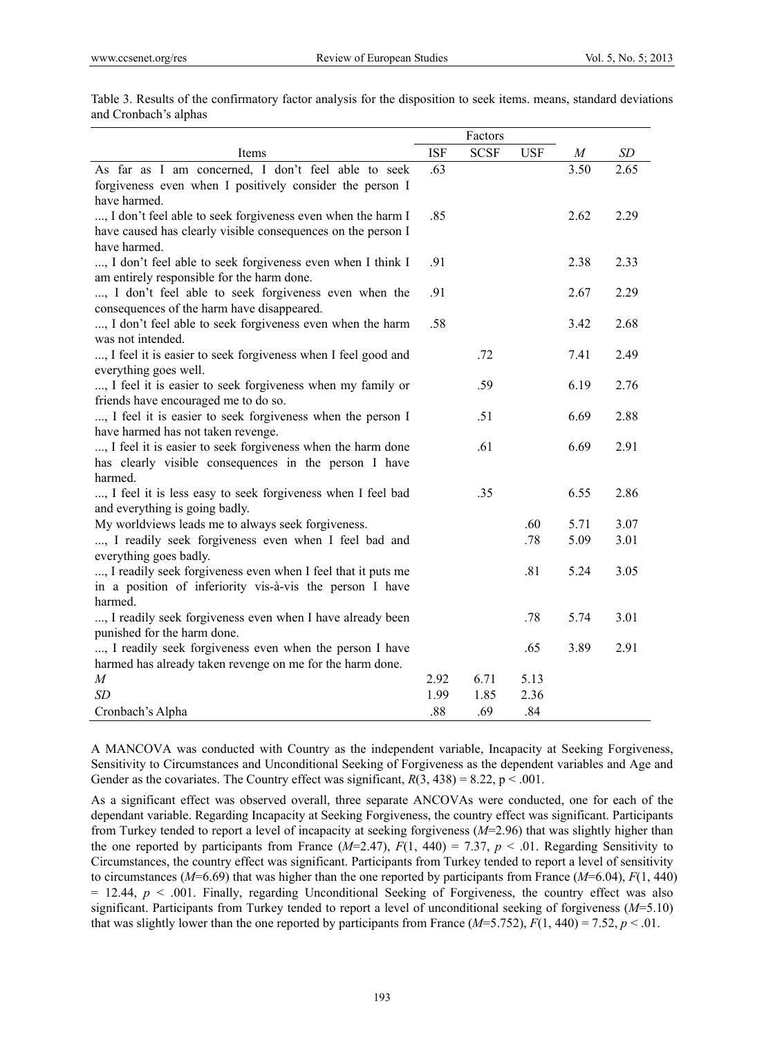Table 3. Results of the confirmatory factor analysis for the disposition to seek items. means, standard deviations and Cronbach's alphas

| Items | Factors | | | | |
|---|---|---|---|---|---|
| | ISF | SCSF | USF | *M* | *SD* |
| As far as I am concerned, I don't feel able to seek forgiveness even when I positively consider the person I have harmed. | .63 | | | 3.50 | 2.65 |
| ..., I don't feel able to seek forgiveness even when the harm I have caused has clearly visible consequences on the person I have harmed. | .85 | | | 2.62 | 2.29 |
| ..., I don't feel able to seek forgiveness even when I think I am entirely responsible for the harm done. | .91 | | | 2.38 | 2.33 |
| ..., I don't feel able to seek forgiveness even when the consequences of the harm have disappeared. | .91 | | | 2.67 | 2.29 |
| ..., I don't feel able to seek forgiveness even when the harm was not intended. | .58 | | | 3.42 | 2.68 |
| ..., I feel it is easier to seek forgiveness when I feel good and everything goes well. | | .72 | | 7.41 | 2.49 |
| ..., I feel it is easier to seek forgiveness when my family or friends have encouraged me to do so. | | .59 | | 6.19 | 2.76 |
| ..., I feel it is easier to seek forgiveness when the person I have harmed has not taken revenge. | | .51 | | 6.69 | 2.88 |
| ..., I feel it is easier to seek forgiveness when the harm done has clearly visible consequences in the person I have harmed. | | .61 | | 6.69 | 2.91 |
| ..., I feel it is less easy to seek forgiveness when I feel bad and everything is going badly. | | .35 | | 6.55 | 2.86 |
| My worldviews leads me to always seek forgiveness. | | | .60 | 5.71 | 3.07 |
| ..., I readily seek forgiveness even when I feel bad and everything goes badly. | | | .78 | 5.09 | 3.01 |
| ..., I readily seek forgiveness even when I feel that it puts me in a position of inferiority vis-à-vis the person I have harmed. | | | .81 | 5.24 | 3.05 |
| ..., I readily seek forgiveness even when I have already been punished for the harm done. | | | .78 | 5.74 | 3.01 |
| ..., I readily seek forgiveness even when the person I have harmed has already taken revenge on me for the harm done. | | | .65 | 3.89 | 2.91 |
| *M* | 2.92 | 6.71 | 5.13 | | |
| *SD* | 1.99 | 1.85 | 2.36 | | |
| Cronbach's Alpha | .88 | .69 | .84 | | |

A MANCOVA was conducted with Country as the independent variable, Incapacity at Seeking Forgiveness, Sensitivity to Circumstances and Unconditional Seeking of Forgiveness as the dependent variables and Age and Gender as the covariates. The Country effect was significant, $R(3, 438) = 8.22$, $p < .001$.

As a significant effect was observed overall, three separate ANCOVAs were conducted, one for each of the dependant variable. Regarding Incapacity at Seeking Forgiveness, the country effect was significant. Participants from Turkey tended to report a level of incapacity at seeking forgiveness ($M$=2.96) that was slightly higher than the one reported by participants from France ($M$=2.47), $F(1, 440) = 7.37$, $p < .01$. Regarding Sensitivity to Circumstances, the country effect was significant. Participants from Turkey tended to report a level of sensitivity to circumstances ($M$=6.69) that was higher than the one reported by participants from France ($M$=6.04), $F(1, 440) = 12.44$, $p < .001$. Finally, regarding Unconditional Seeking of Forgiveness, the country effect was also significant. Participants from Turkey tended to report a level of unconditional seeking of forgiveness ($M$=5.10) that was slightly lower than the one reported by participants from France ($M$=5.752), $F(1, 440) = 7.52$, $p < .01$.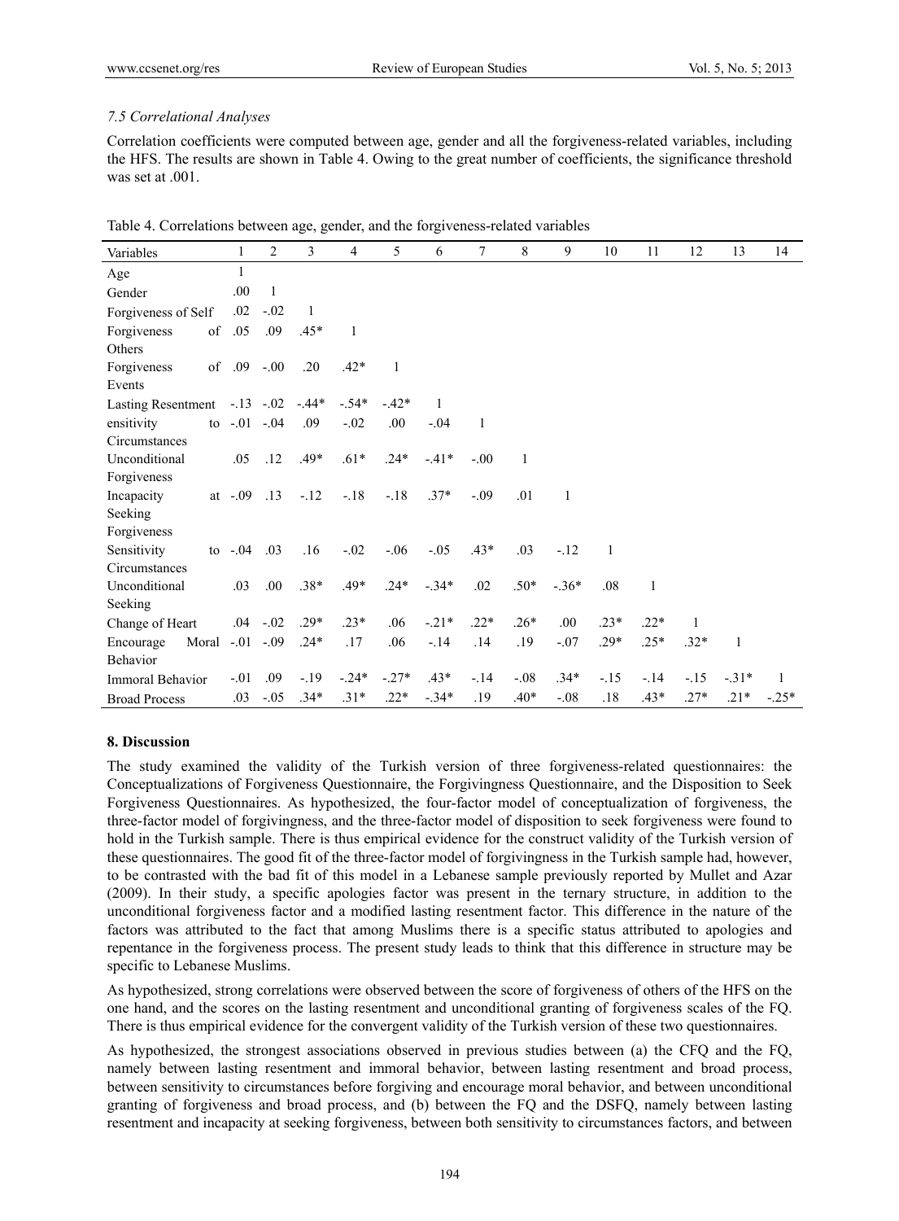### *7.5 Correlational Analyses*

Correlation coefficients were computed between age, gender and all the forgiveness-related variables, including the HFS. The results are shown in Table 4. Owing to the great number of coefficients, the significance threshold was set at .001.

Table 4. Correlations between age, gender, and the forgiveness-related variables

| Variables | 1 | 2 | 3 | 4 | 5 | 6 | 7 | 8 | 9 | 10 | 11 | 12 | 13 | 14 |
|---|---|---|---|---|---|---|---|---|---|---|---|---|---|---|
| Age | 1 | | | | | | | | | | | | | |
| Gender | .00 | 1 | | | | | | | | | | | | |
| Forgiveness of Self | .02 | -.02 | 1 | | | | | | | | | | | |
| Forgiveness of Others | .05 | .09 | .45* | 1 | | | | | | | | | | |
| Forgiveness of Events | .09 | -.00 | .20 | .42* | 1 | | | | | | | | | |
| Lasting Resentment | -.13 | -.02 | -.44* | -.54* | -.42* | 1 | | | | | | | | |
| ensitivity to Circumstances | -.01 | -.04 | .09 | -.02 | .00 | -.04 | 1 | | | | | | | |
| Unconditional Forgiveness | .05 | .12 | .49* | .61* | .24* | -.41* | -.00 | 1 | | | | | | |
| Incapacity at Seeking Forgiveness | -.09 | .13 | -.12 | -.18 | -.18 | .37* | -.09 | .01 | 1 | | | | | |
| Sensitivity to Circumstances | -.04 | .03 | .16 | -.02 | -.06 | -.05 | .43* | .03 | -.12 | 1 | | | | |
| Unconditional Seeking | .03 | .00 | .38* | .49* | .24* | -.34* | .02 | .50* | -.36* | .08 | 1 | | | |
| Change of Heart | .04 | -.02 | .29* | .23* | .06 | -.21* | .22* | .26* | .00 | .23* | .22* | 1 | | |
| Encourage Moral Behavior | -.01 | -.09 | .24* | .17 | .06 | -.14 | .14 | .19 | -.07 | .29* | .25* | .32* | 1 | |
| Immoral Behavior | -.01 | .09 | -.19 | -.24* | -.27* | .43* | -.14 | -.08 | .34* | -.15 | -.14 | -.15 | -.31* | 1 |
| Broad Process | .03 | -.05 | .34* | .31* | .22* | -.34* | .19 | .40* | -.08 | .18 | .43* | .27* | .21* | -.25* |

## 8. Discussion

The study examined the validity of the Turkish version of three forgiveness-related questionnaires: the Conceptualizations of Forgiveness Questionnaire, the Forgivingness Questionnaire, and the Disposition to Seek Forgiveness Questionnaires. As hypothesized, the four-factor model of conceptualization of forgiveness, the three-factor model of forgivingness, and the three-factor model of disposition to seek forgiveness were found to hold in the Turkish sample. There is thus empirical evidence for the construct validity of the Turkish version of these questionnaires. The good fit of the three-factor model of forgivingness in the Turkish sample had, however, to be contrasted with the bad fit of this model in a Lebanese sample previously reported by Mullet and Azar (2009). In their study, a specific apologies factor was present in the ternary structure, in addition to the unconditional forgiveness factor and a modified lasting resentment factor. This difference in the nature of the factors was attributed to the fact that among Muslims there is a specific status attributed to apologies and repentance in the forgiveness process. The present study leads to think that this difference in structure may be specific to Lebanese Muslims.

As hypothesized, strong correlations were observed between the score of forgiveness of others of the HFS on the one hand, and the scores on the lasting resentment and unconditional granting of forgiveness scales of the FQ. There is thus empirical evidence for the convergent validity of the Turkish version of these two questionnaires.

As hypothesized, the strongest associations observed in previous studies between (a) the CFQ and the FQ, namely between lasting resentment and immoral behavior, between lasting resentment and broad process, between sensitivity to circumstances before forgiving and encourage moral behavior, and between unconditional granting of forgiveness and broad process, and (b) between the FQ and the DSFQ, namely between lasting resentment and incapacity at seeking forgiveness, between both sensitivity to circumstances factors, and between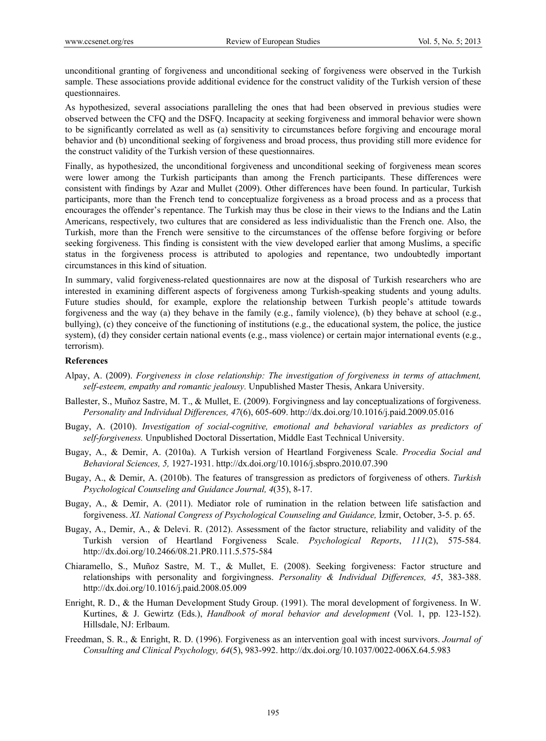unconditional granting of forgiveness and unconditional seeking of forgiveness were observed in the Turkish sample. These associations provide additional evidence for the construct validity of the Turkish version of these questionnaires.

As hypothesized, several associations paralleling the ones that had been observed in previous studies were observed between the CFQ and the DSFQ. Incapacity at seeking forgiveness and immoral behavior were shown to be significantly correlated as well as (a) sensitivity to circumstances before forgiving and encourage moral behavior and (b) unconditional seeking of forgiveness and broad process, thus providing still more evidence for the construct validity of the Turkish version of these questionnaires.

Finally, as hypothesized, the unconditional forgiveness and unconditional seeking of forgiveness mean scores were lower among the Turkish participants than among the French participants. These differences were consistent with findings by Azar and Mullet (2009). Other differences have been found. In particular, Turkish participants, more than the French tend to conceptualize forgiveness as a broad process and as a process that encourages the offender's repentance. The Turkish may thus be close in their views to the Indians and the Latin Americans, respectively, two cultures that are considered as less individualistic than the French one. Also, the Turkish, more than the French were sensitive to the circumstances of the offense before forgiving or before seeking forgiveness. This finding is consistent with the view developed earlier that among Muslims, a specific status in the forgiveness process is attributed to apologies and repentance, two undoubtedly important circumstances in this kind of situation.

In summary, valid forgiveness-related questionnaires are now at the disposal of Turkish researchers who are interested in examining different aspects of forgiveness among Turkish-speaking students and young adults. Future studies should, for example, explore the relationship between Turkish people's attitude towards forgiveness and the way (a) they behave in the family (e.g., family violence), (b) they behave at school (e.g., bullying), (c) they conceive of the functioning of institutions (e.g., the educational system, the police, the justice system), (d) they consider certain national events (e.g., mass violence) or certain major international events (e.g., terrorism).

**References**

Alpay, A. (2009). *Forgiveness in close relationship: The investigation of forgiveness in terms of attachment, self-esteem, empathy and romantic jealousy.* Unpublished Master Thesis, Ankara University.

Ballester, S., Muñoz Sastre, M. T., & Mullet, E. (2009). Forgivingness and lay conceptualizations of forgiveness. *Personality and Individual Differences, 47*(6), 605-609. http://dx.doi.org/10.1016/j.paid.2009.05.016

Bugay, A. (2010). *Investigation of social-cognitive, emotional and behavioral variables as predictors of self-forgiveness.* Unpublished Doctoral Dissertation, Middle East Technical University.

Bugay, A., & Demir, A. (2010a). A Turkish version of Heartland Forgiveness Scale. *Procedia Social and Behavioral Sciences, 5,* 1927-1931. http://dx.doi.org/10.1016/j.sbspro.2010.07.390

Bugay, A., & Demir, A. (2010b). The features of transgression as predictors of forgiveness of others. *Turkish Psychological Counseling and Guidance Journal, 4*(35), 8-17.

Bugay, A., & Demir, A. (2011). Mediator role of rumination in the relation between life satisfaction and forgiveness. *XI. National Congress of Psychological Counseling and Guidance,* İzmir, October, 3-5. p. 65.

Bugay, A., Demir, A., & Delevi. R. (2012). Assessment of the factor structure, reliability and validity of the Turkish version of Heartland Forgiveness Scale. *Psychological Reports*, *111*(2), 575-584. http://dx.doi.org/10.2466/08.21.PR0.111.5.575-584

Chiaramello, S., Muñoz Sastre, M. T., & Mullet, E. (2008). Seeking forgiveness: Factor structure and relationships with personality and forgivingness. *Personality & Individual Differences, 45*, 383-388. http://dx.doi.org/10.1016/j.paid.2008.05.009

Enright, R. D., & the Human Development Study Group. (1991). The moral development of forgiveness. In W. Kurtines, & J. Gewirtz (Eds.), *Handbook of moral behavior and development* (Vol. 1, pp. 123-152). Hillsdale, NJ: Erlbaum.

Freedman, S. R., & Enright, R. D. (1996). Forgiveness as an intervention goal with incest survivors. *Journal of Consulting and Clinical Psychology, 64*(5), 983-992. http://dx.doi.org/10.1037/0022-006X.64.5.983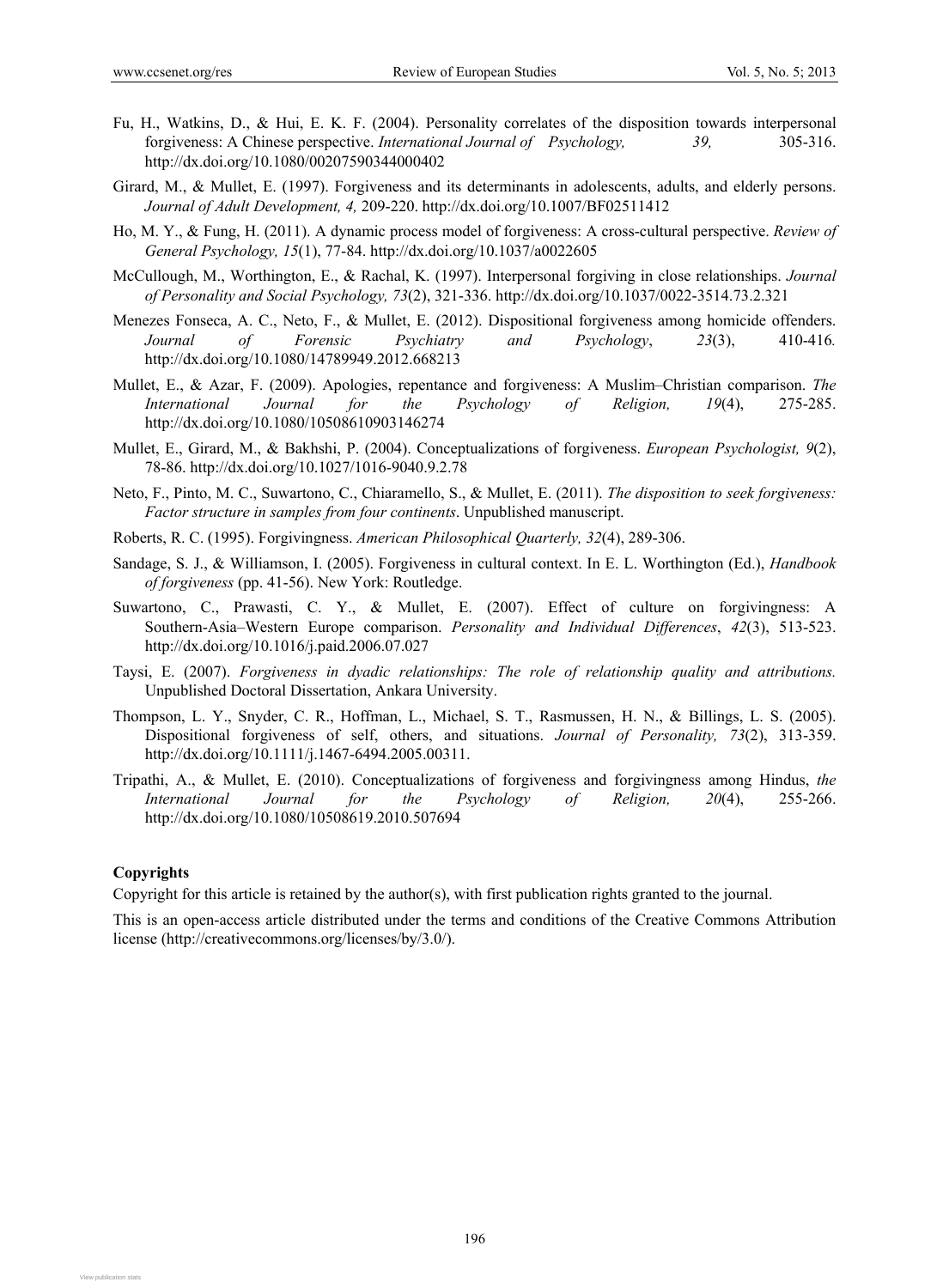Fu, H., Watkins, D., & Hui, E. K. F. (2004). Personality correlates of the disposition towards interpersonal forgiveness: A Chinese perspective. *International Journal of Psychology, 39,* 305-316. http://dx.doi.org/10.1080/00207590344000402

Girard, M., & Mullet, E. (1997). Forgiveness and its determinants in adolescents, adults, and elderly persons. *Journal of Adult Development, 4,* 209-220. http://dx.doi.org/10.1007/BF02511412

Ho, M. Y., & Fung, H. (2011). A dynamic process model of forgiveness: A cross-cultural perspective. *Review of General Psychology, 15*(1), 77-84. http://dx.doi.org/10.1037/a0022605

McCullough, M., Worthington, E., & Rachal, K. (1997). Interpersonal forgiving in close relationships. *Journal of Personality and Social Psychology, 73*(2), 321-336. http://dx.doi.org/10.1037/0022-3514.73.2.321

Menezes Fonseca, A. C., Neto, F., & Mullet, E. (2012). Dispositional forgiveness among homicide offenders. *Journal of Forensic Psychiatry and Psychology*, *23*(3), 410-416*.* http://dx.doi.org/10.1080/14789949.2012.668213

Mullet, E., & Azar, F. (2009). Apologies, repentance and forgiveness: A Muslim–Christian comparison. *The International Journal for the Psychology of Religion, 19*(4), 275-285. http://dx.doi.org/10.1080/10508610903146274

Mullet, E., Girard, M., & Bakhshi, P. (2004). Conceptualizations of forgiveness. *European Psychologist, 9*(2), 78-86. http://dx.doi.org/10.1027/1016-9040.9.2.78

Neto, F., Pinto, M. C., Suwartono, C., Chiaramello, S., & Mullet, E. (2011). *The disposition to seek forgiveness: Factor structure in samples from four continents*. Unpublished manuscript.

Roberts, R. C. (1995). Forgivingness. *American Philosophical Quarterly, 32*(4), 289-306.

Sandage, S. J., & Williamson, I. (2005). Forgiveness in cultural context. In E. L. Worthington (Ed.), *Handbook of forgiveness* (pp. 41-56). New York: Routledge.

Suwartono, C., Prawasti, C. Y., & Mullet, E. (2007). Effect of culture on forgivingness: A Southern-Asia–Western Europe comparison. *Personality and Individual Differences*, *42*(3), 513-523. http://dx.doi.org/10.1016/j.paid.2006.07.027

Taysi, E. (2007). *Forgiveness in dyadic relationships: The role of relationship quality and attributions.* Unpublished Doctoral Dissertation, Ankara University.

Thompson, L. Y., Snyder, C. R., Hoffman, L., Michael, S. T., Rasmussen, H. N., & Billings, L. S. (2005). Dispositional forgiveness of self, others, and situations. *Journal of Personality, 73*(2), 313-359. http://dx.doi.org/10.1111/j.1467-6494.2005.00311.

Tripathi, A., & Mullet, E. (2010). Conceptualizations of forgiveness and forgivingness among Hindus, *the International Journal for the Psychology of Religion, 20*(4), 255-266. http://dx.doi.org/10.1080/10508619.2010.507694

**Copyrights**

Copyright for this article is retained by the author(s), with first publication rights granted to the journal.

This is an open-access article distributed under the terms and conditions of the Creative Commons Attribution license (http://creativecommons.org/licenses/by/3.0/).